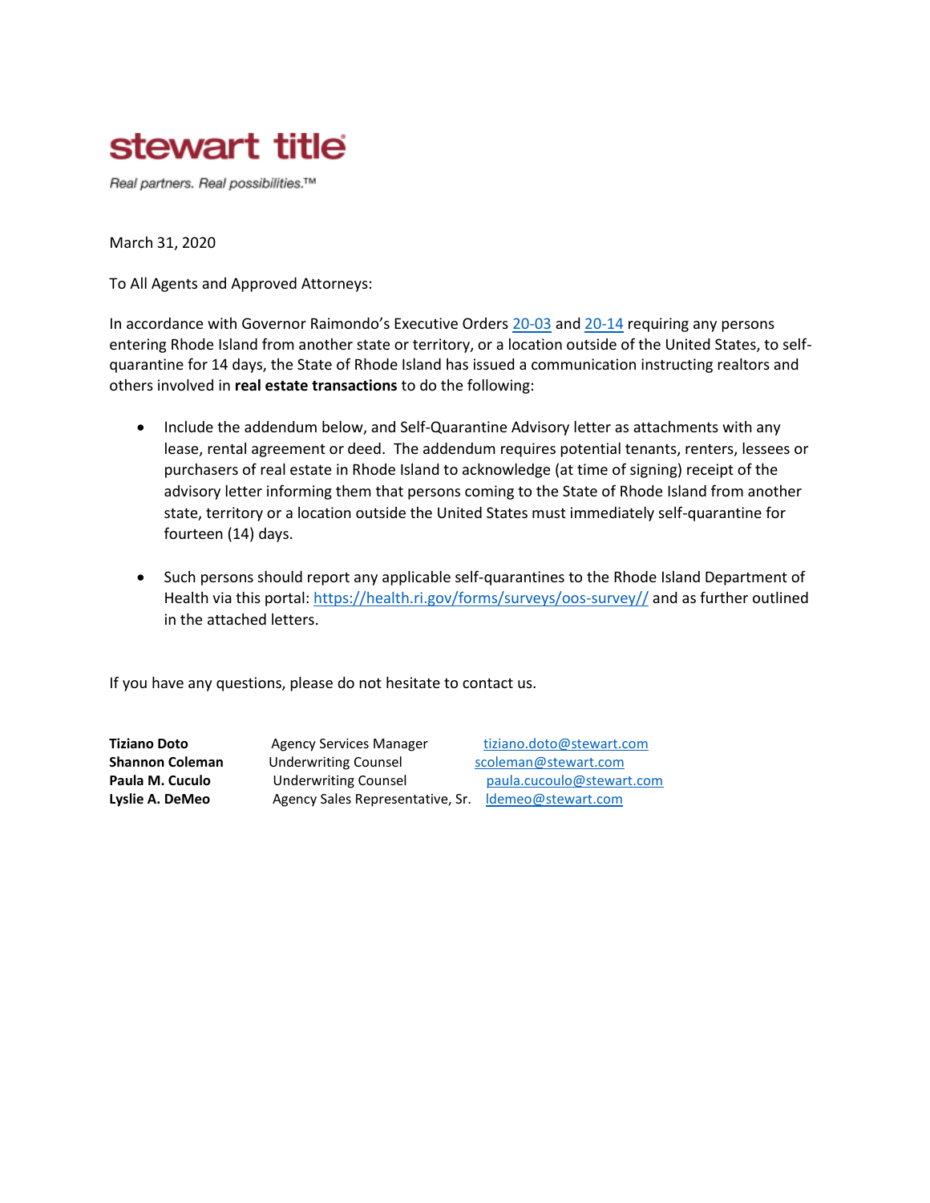stewart title

*Real partners. Real possibilities.™*

March 31, 2020

To All Agents and Approved Attorneys:

In accordance with Governor Raimondo's Executive Orders 20-03 and 20-14 requiring any persons entering Rhode Island from another state or territory, or a location outside of the United States, to self-quarantine for 14 days, the State of Rhode Island has issued a communication instructing realtors and others involved in **real estate transactions** to do the following:

- Include the addendum below, and Self-Quarantine Advisory letter as attachments with any lease, rental agreement or deed. The addendum requires potential tenants, renters, lessees or purchasers of real estate in Rhode Island to acknowledge (at time of signing) receipt of the advisory letter informing them that persons coming to the State of Rhode Island from another state, territory or a location outside the United States must immediately self-quarantine for fourteen (14) days.

- Such persons should report any applicable self-quarantines to the Rhode Island Department of Health via this portal: https://health.ri.gov/forms/surveys/oos-survey// and as further outlined in the attached letters.

If you have any questions, please do not hesitate to contact us.

| | | |
|---|---|---|
| **Tiziano Doto** | Agency Services Manager | tiziano.doto@stewart.com |
| **Shannon Coleman** | Underwriting Counsel | scoleman@stewart.com |
| **Paula M. Cuculo** | Underwriting Counsel | paula.cucoulo@stewart.com |
| **Lyslie A. DeMeo** | Agency Sales Representative, Sr. | ldemeo@stewart.com |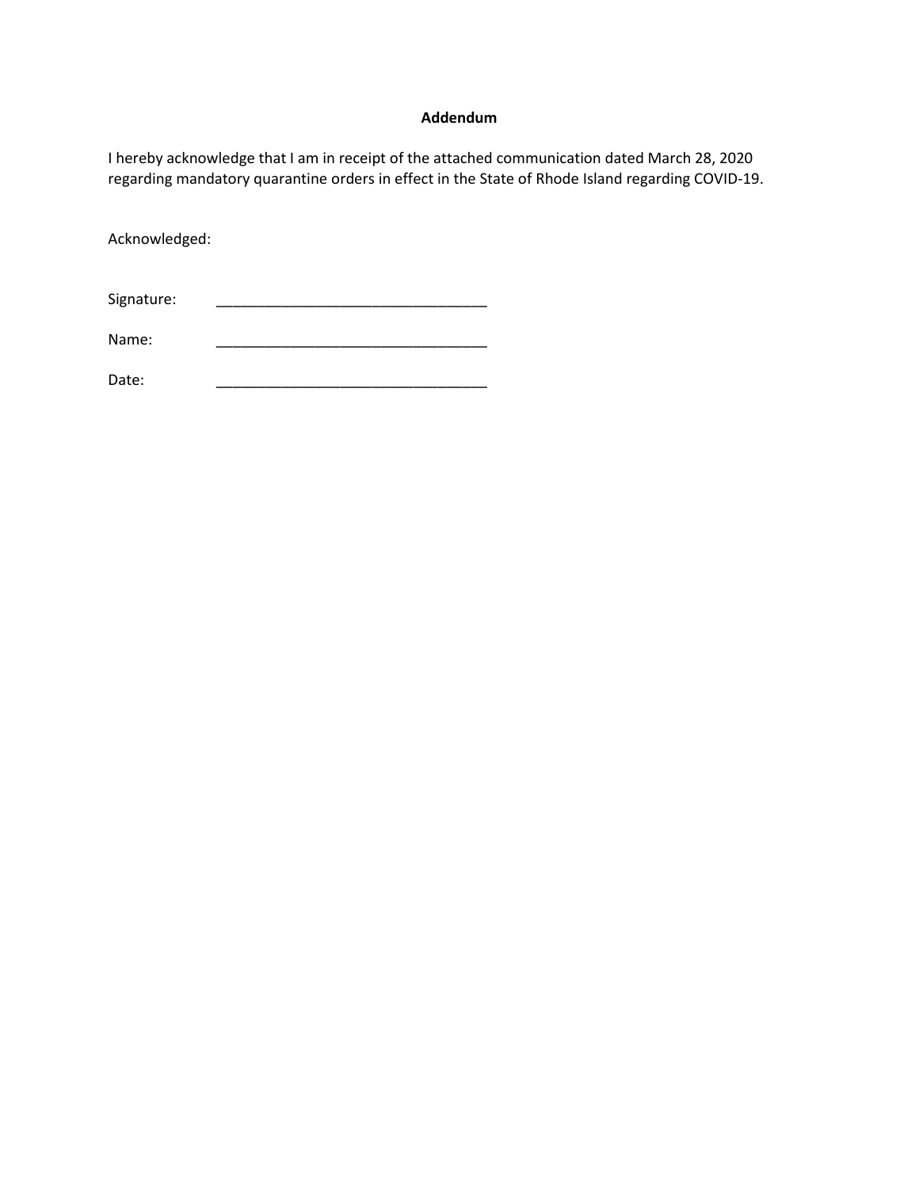**Addendum**

I hereby acknowledge that I am in receipt of the attached communication dated March 28, 2020 regarding mandatory quarantine orders in effect in the State of Rhode Island regarding COVID-19.

Acknowledged:

Signature: ______________________________

Name: ______________________________

Date: ______________________________